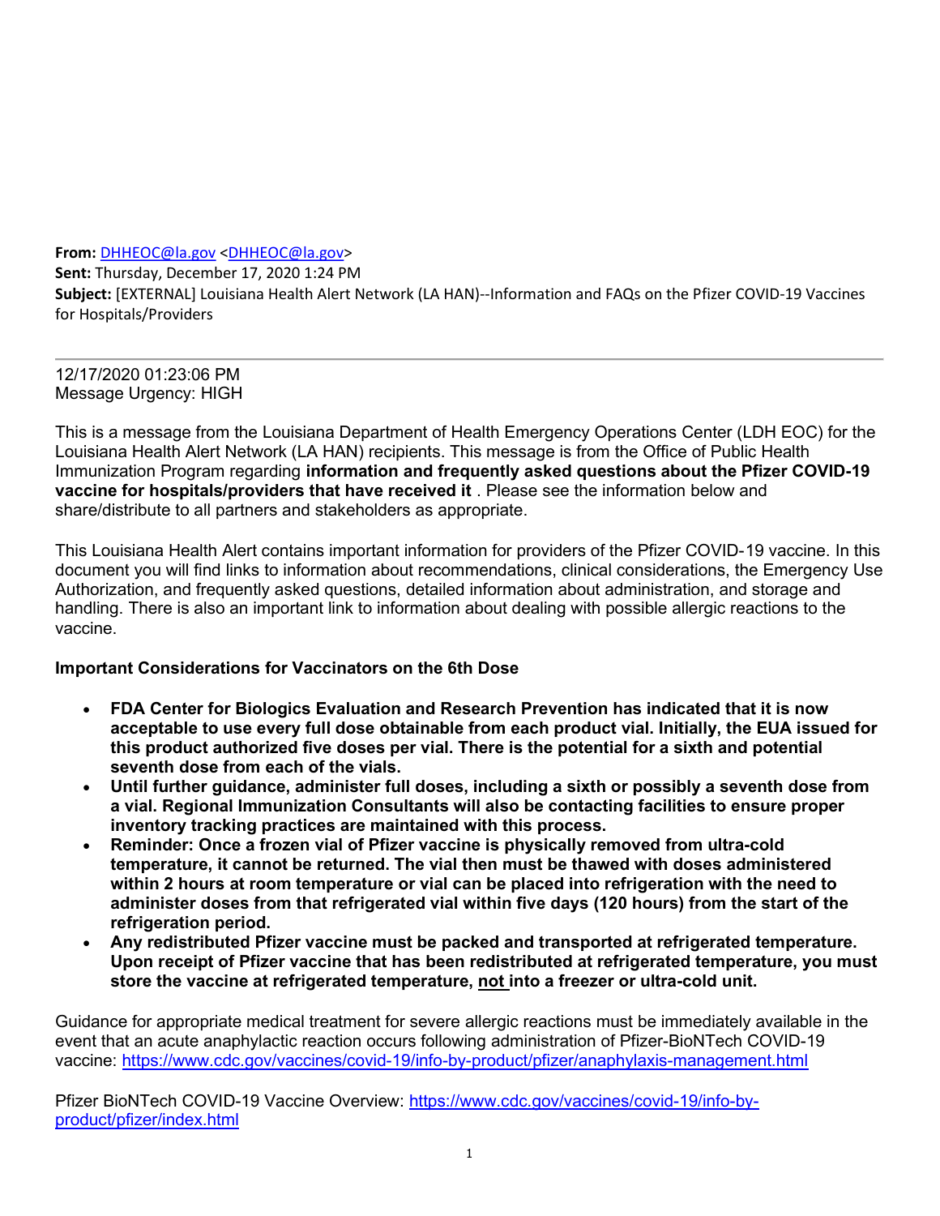**From:** DHHEOC@la.gov <DHHEOC@la.gov>
**Sent:** Thursday, December 17, 2020 1:24 PM
**Subject:** [EXTERNAL] Louisiana Health Alert Network (LA HAN)--Information and FAQs on the Pfizer COVID-19 Vaccines for Hospitals/Providers

---

12/17/2020 01:23:06 PM
Message Urgency: HIGH

This is a message from the Louisiana Department of Health Emergency Operations Center (LDH EOC) for the Louisiana Health Alert Network (LA HAN) recipients. This message is from the Office of Public Health Immunization Program regarding **information and frequently asked questions about the Pfizer COVID-19 vaccine for hospitals/providers that have received it** . Please see the information below and share/distribute to all partners and stakeholders as appropriate.

This Louisiana Health Alert contains important information for providers of the Pfizer COVID-19 vaccine. In this document you will find links to information about recommendations, clinical considerations, the Emergency Use Authorization, and frequently asked questions, detailed information about administration, and storage and handling. There is also an important link to information about dealing with possible allergic reactions to the vaccine.

**Important Considerations for Vaccinators on the 6th Dose**

- **FDA Center for Biologics Evaluation and Research Prevention has indicated that it is now acceptable to use every full dose obtainable from each product vial. Initially, the EUA issued for this product authorized five doses per vial. There is the potential for a sixth and potential seventh dose from each of the vials.**
- **Until further guidance, administer full doses, including a sixth or possibly a seventh dose from a vial. Regional Immunization Consultants will also be contacting facilities to ensure proper inventory tracking practices are maintained with this process.**
- **Reminder: Once a frozen vial of Pfizer vaccine is physically removed from ultra-cold temperature, it cannot be returned. The vial then must be thawed with doses administered within 2 hours at room temperature or vial can be placed into refrigeration with the need to administer doses from that refrigerated vial within five days (120 hours) from the start of the refrigeration period.**
- **Any redistributed Pfizer vaccine must be packed and transported at refrigerated temperature. Upon receipt of Pfizer vaccine that has been redistributed at refrigerated temperature, you must store the vaccine at refrigerated temperature, <u>not</u> into a freezer or ultra-cold unit.**

Guidance for appropriate medical treatment for severe allergic reactions must be immediately available in the event that an acute anaphylactic reaction occurs following administration of Pfizer-BioNTech COVID-19 vaccine: https://www.cdc.gov/vaccines/covid-19/info-by-product/pfizer/anaphylaxis-management.html

Pfizer BioNTech COVID-19 Vaccine Overview: https://www.cdc.gov/vaccines/covid-19/info-by-product/pfizer/index.html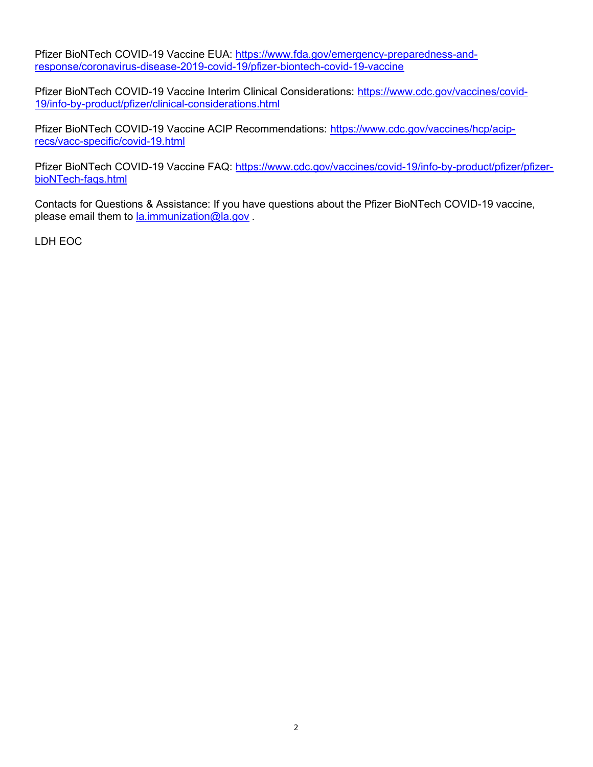Pfizer BioNTech COVID-19 Vaccine EUA: https://www.fda.gov/emergency-preparedness-and-response/coronavirus-disease-2019-covid-19/pfizer-biontech-covid-19-vaccine

Pfizer BioNTech COVID-19 Vaccine Interim Clinical Considerations: https://www.cdc.gov/vaccines/covid-19/info-by-product/pfizer/clinical-considerations.html

Pfizer BioNTech COVID-19 Vaccine ACIP Recommendations: https://www.cdc.gov/vaccines/hcp/acip-recs/vacc-specific/covid-19.html

Pfizer BioNTech COVID-19 Vaccine FAQ: https://www.cdc.gov/vaccines/covid-19/info-by-product/pfizer/pfizer-bioNTech-faqs.html

Contacts for Questions & Assistance: If you have questions about the Pfizer BioNTech COVID-19 vaccine, please email them to la.immunization@la.gov .

LDH EOC